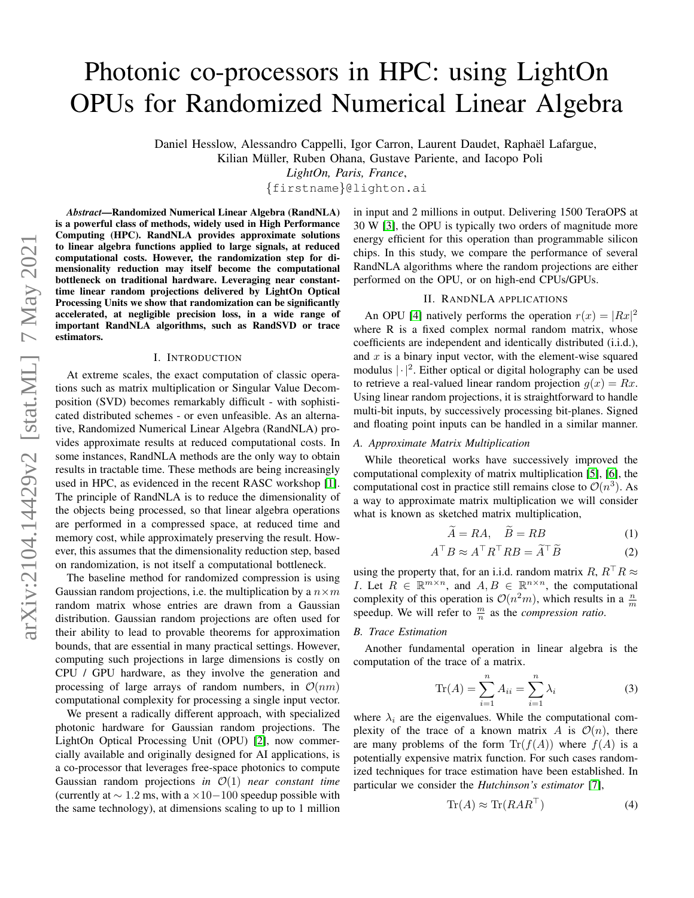# Photonic co-processors in HPC: using LightOn OPUs for Randomized Numerical Linear Algebra

Daniel Hesslow, Alessandro Cappelli, Igor Carron, Laurent Daudet, Raphaël Lafargue, Kilian Müller, Ruben Ohana, Gustave Pariente, and Iacopo Poli
*LightOn, Paris, France*,
{firstname}@lighton.ai

***Abstract*—Randomized Numerical Linear Algebra (RandNLA) is a powerful class of methods, widely used in High Performance Computing (HPC). RandNLA provides approximate solutions to linear algebra functions applied to large signals, at reduced computational costs. However, the randomization step for dimensionality reduction may itself become the computational bottleneck on traditional hardware. Leveraging near constant-time linear random projections delivered by LightOn Optical Processing Units we show that randomization can be significantly accelerated, at negligible precision loss, in a wide range of important RandNLA algorithms, such as RandSVD or trace estimators.**

## I. Introduction

At extreme scales, the exact computation of classic operations such as matrix multiplication or Singular Value Decomposition (SVD) becomes remarkably difficult - with sophisticated distributed schemes - or even unfeasible. As an alternative, Randomized Numerical Linear Algebra (RandNLA) provides approximate results at reduced computational costs. In some instances, RandNLA methods are the only way to obtain results in tractable time. These methods are being increasingly used in HPC, as evidenced in the recent RASC workshop [1]. The principle of RandNLA is to reduce the dimensionality of the objects being processed, so that linear algebra operations are performed in a compressed space, at reduced time and memory cost, while approximately preserving the result. However, this assumes that the dimensionality reduction step, based on randomization, is not itself a computational bottleneck.

The baseline method for randomized compression is using Gaussian random projections, i.e. the multiplication by a $n \times m$ random matrix whose entries are drawn from a Gaussian distribution. Gaussian random projections are often used for their ability to lead to provable theorems for approximation bounds, that are essential in many practical settings. However, computing such projections in large dimensions is costly on CPU / GPU hardware, as they involve the generation and processing of large arrays of random numbers, in $\mathcal{O}(nm)$ computational complexity for processing a single input vector.

We present a radically different approach, with specialized photonic hardware for Gaussian random projections. The LightOn Optical Processing Unit (OPU) [2], now commercially available and originally designed for AI applications, is a co-processor that leverages free-space photonics to compute Gaussian random projections *in* $\mathcal{O}(1)$ *near constant time* (currently at $\sim 1.2$ ms, with a $\times 10-100$ speedup possible with the same technology), at dimensions scaling to up to 1 million in input and 2 millions in output. Delivering 1500 TeraOPS at 30 W [3], the OPU is typically two orders of magnitude more energy efficient for this operation than programmable silicon chips. In this study, we compare the performance of several RandNLA algorithms where the random projections are either performed on the OPU, or on high-end CPUs/GPUs.

## II. RandNLA applications

An OPU [4] natively performs the operation $r(x) = |Rx|^2$ where R is a fixed complex normal random matrix, whose coefficients are independent and identically distributed (i.i.d.), and $x$ is a binary input vector, with the element-wise squared modulus $|\cdot|^2$. Either optical or digital holography can be used to retrieve a real-valued linear random projection $g(x) = Rx$. Using linear random projections, it is straightforward to handle multi-bit inputs, by successively processing bit-planes. Signed and floating point inputs can be handled in a similar manner.

### A. Approximate Matrix Multiplication

While theoretical works have successively improved the computational complexity of matrix multiplication [5], [6], the computational cost in practice still remains close to $\mathcal{O}(n^3)$. As a way to approximate matrix multiplication we will consider what is known as sketched matrix multiplication,

$$\widetilde{A} = RA, \quad \widetilde{B} = RB \tag{1}$$

$$A^\top B \approx A^\top R^\top RB = \widetilde{A}^\top \widetilde{B} \tag{2}$$

using the property that, for an i.i.d. random matrix $R$, $R^\top R \approx I$. Let $R \in \mathbb{R}^{m \times n}$, and $A, B \in \mathbb{R}^{n \times n}$, the computational complexity of this operation is $\mathcal{O}(n^2 m)$, which results in a $\frac{n}{m}$ speedup. We will refer to $\frac{m}{n}$ as the *compression ratio*.

### B. Trace Estimation

Another fundamental operation in linear algebra is the computation of the trace of a matrix.

$$\mathrm{Tr}(A) = \sum_{i=1}^{n} A_{ii} = \sum_{i=1}^{n} \lambda_i \tag{3}$$

where $\lambda_i$ are the eigenvalues. While the computational complexity of the trace of a known matrix $A$ is $\mathcal{O}(n)$, there are many problems of the form $\mathrm{Tr}(f(A))$ where $f(A)$ is a potentially expensive matrix function. For such cases randomized techniques for trace estimation have been established. In particular we consider the *Hutchinson's estimator* [7],

$$\mathrm{Tr}(A) \approx \mathrm{Tr}(RAR^\top) \tag{4}$$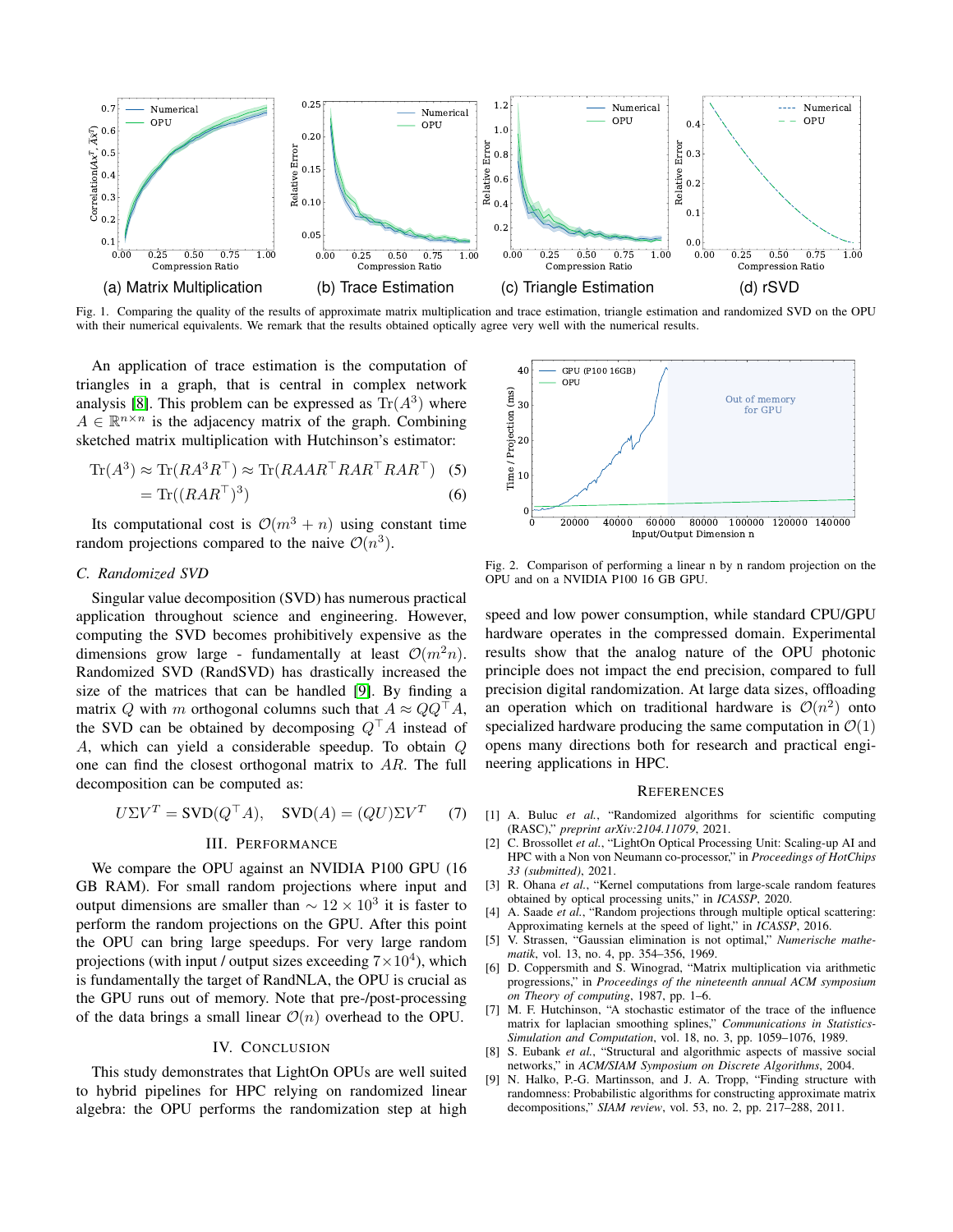(a) Matrix Multiplication

0.7
0.6
0.5
0.4
0.3
0.2
0.1
Correlation($Ax^\top, \tilde{A}\tilde{x}^\top$)
0.00 0.25 0.50 0.75 1.00
Compression Ratio
Numerical
OPU

(b) Trace Estimation

0.25
0.20
0.15
0.10
0.05
Relative Error
0.00 0.25 0.50 0.75 1.00
Compression Ratio
Numerical
OPU

(c) Triangle Estimation

1.2
1.0
0.8
0.6
0.4
0.2
Relative Error
0.00 0.25 0.50 0.75 1.00
Compression Ratio
Numerical
OPU

(d) rSVD

0.4
0.3
0.2
0.1
0.0
Relative Error
0.00 0.25 0.50 0.75 1.00
Compression Ratio
Numerical
OPU

Fig. 1. Comparing the quality of the results of approximate matrix multiplication and trace estimation, triangle estimation and randomized SVD on the OPU with their numerical equivalents. We remark that the results obtained optically agree very well with the numerical results.

An application of trace estimation is the computation of triangles in a graph, that is central in complex network analysis [8]. This problem can be expressed as $\text{Tr}(A^3)$ where $A \in \mathbb{R}^{n \times n}$ is the adjacency matrix of the graph. Combining sketched matrix multiplication with Hutchinson's estimator:

$$\text{Tr}(A^3) \approx \text{Tr}(RA^3R^\top) \approx \text{Tr}(RAAR^\top RAR^\top RAR^\top) \quad (5)$$
$$= \text{Tr}((RAR^\top)^3) \quad (6)$$

Its computational cost is $\mathcal{O}(m^3 + n)$ using constant time random projections compared to the naive $\mathcal{O}(n^3)$.

### C. Randomized SVD

Singular value decomposition (SVD) has numerous practical application throughout science and engineering. However, computing the SVD becomes prohibitively expensive as the dimensions grow large - fundamentally at least $\mathcal{O}(m^2 n)$. Randomized SVD (RandSVD) has drastically increased the size of the matrices that can be handled [9]. By finding a matrix $Q$ with $m$ orthogonal columns such that $A \approx QQ^\top A$, the SVD can be obtained by decomposing $Q^\top A$ instead of $A$, which can yield a considerable speedup. To obtain $Q$ one can find the closest orthogonal matrix to $AR$. The full decomposition can be computed as:

$$U\Sigma V^T = \text{SVD}(Q^\top A), \quad \text{SVD}(A) = (QU)\Sigma V^T \quad (7)$$

## III. Performance

We compare the OPU against an NVIDIA P100 GPU (16 GB RAM). For small random projections where input and output dimensions are smaller than $\sim 12 \times 10^3$ it is faster to perform the random projections on the GPU. After this point the OPU can bring large speedups. For very large random projections (with input / output sizes exceeding $7 \times 10^4$), which is fundamentally the target of RandNLA, the OPU is crucial as the GPU runs out of memory. Note that pre-/post-processing of the data brings a small linear $\mathcal{O}(n)$ overhead to the OPU.

## IV. Conclusion

This study demonstrates that LightOn OPUs are well suited to hybrid pipelines for HPC relying on randomized linear algebra: the OPU performs the randomization step at high speed and low power consumption, while standard CPU/GPU hardware operates in the compressed domain. Experimental results show that the analog nature of the OPU photonic principle does not impact the end precision, compared to full precision digital randomization. At large data sizes, offloading an operation which on traditional hardware is $\mathcal{O}(n^2)$ onto specialized hardware producing the same computation in $\mathcal{O}(1)$ opens many directions both for research and practical engineering applications in HPC.

40
30
20
10
0
Time / Projection (ms)
0 20000 40000 60000 80000 100000 120000 140000
Input/Output Dimension n
GPU (P100 16GB)
OPU
Out of memory for GPU

Fig. 2. Comparison of performing a linear n by n random projection on the OPU and on a NVIDIA P100 16 GB GPU.

## References

[1] A. Buluc *et al.*, "Randomized algorithms for scientific computing (RASC)," *preprint arXiv:2104.11079*, 2021.

[2] C. Brossollet *et al.*, "LightOn Optical Processing Unit: Scaling-up AI and HPC with a Non von Neumann co-processor," in *Proceedings of HotChips 33 (submitted)*, 2021.

[3] R. Ohana *et al.*, "Kernel computations from large-scale random features obtained by optical processing units," in *ICASSP*, 2020.

[4] A. Saade *et al.*, "Random projections through multiple optical scattering: Approximating kernels at the speed of light," in *ICASSP*, 2016.

[5] V. Strassen, "Gaussian elimination is not optimal," *Numerische mathematik*, vol. 13, no. 4, pp. 354–356, 1969.

[6] D. Coppersmith and S. Winograd, "Matrix multiplication via arithmetic progressions," in *Proceedings of the nineteenth annual ACM symposium on Theory of computing*, 1987, pp. 1–6.

[7] M. F. Hutchinson, "A stochastic estimator of the trace of the influence matrix for laplacian smoothing splines," *Communications in Statistics-Simulation and Computation*, vol. 18, no. 3, pp. 1059–1076, 1989.

[8] S. Eubank *et al.*, "Structural and algorithmic aspects of massive social networks," in *ACM/SIAM Symposium on Discrete Algorithms*, 2004.

[9] N. Halko, P.-G. Martinsson, and J. A. Tropp, "Finding structure with randomness: Probabilistic algorithms for constructing approximate matrix decompositions," *SIAM review*, vol. 53, no. 2, pp. 217–288, 2011.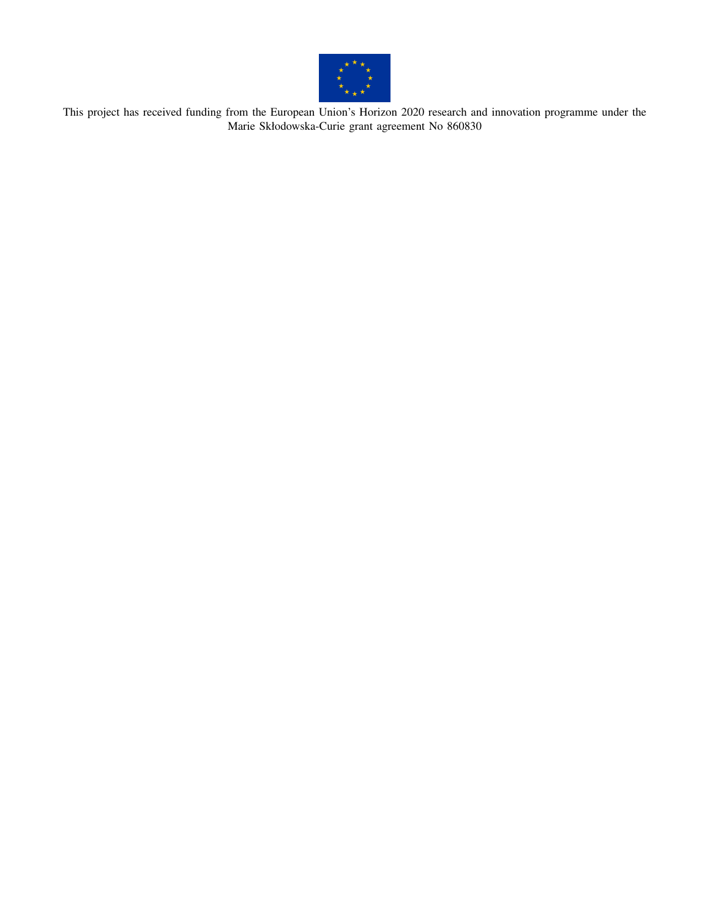This project has received funding from the European Union's Horizon 2020 research and innovation programme under the Marie Skłodowska-Curie grant agreement No 860830